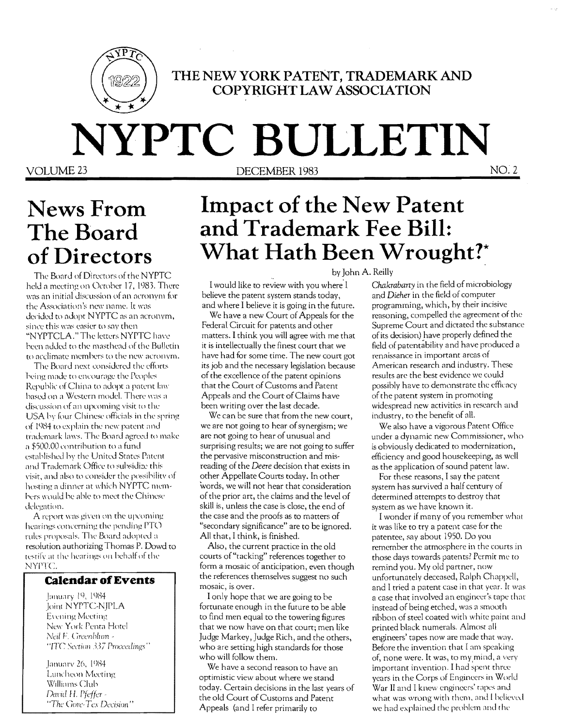THE NEW YORK PATENT, TRADEMARK AND COPYRIGHT LAW ASSOCIATION

# NYPTC BULLETIN

VOLUME 23 — DECEMBER 1983 — NO. 2

## News From The Board of Directors

The Board of Directors of the NYPTC held a meeting on October 17, 1983. There was an initial discussion of an acronym for the Association's new name. It was decided to adopt NYPTC as an acronym, since this was easier to say then "NYPTCLA." The letters NYPTC have been added to the masthead of the Bulletin to acclimate members to the new acronym.

The Board next considered the efforts being made to encourage the Peoples Republic of China to adopt a patent law based on a Western model. There was a discussion of an upcoming visit to the USA by four Chinese officials in the spring of 1984 to explain the new patent and trademark laws. The Board agreed to make a $500.00 contribution to a fund established by the United States Patent and Trademark Office to subsidize this visit, and also to consider the possibility of hosting a dinner at which NYPTC members would be able to meet the Chinese delegation.

A report was given on the upcoming hearings concerning the pending PTO rules proposals. The Board adopted a resolution authorizing Thomas P. Dowd to testify at the hearings on behalf of the NYPTC.

### Calendar of Events

January 19, 1984
Joint NYPTC-NJPLA
Evening Meeting
New York Penta Hotel
*Neil F. Greenblum -*
*"ITC Section 337 Proceedings"*

January 26, 1984
Luncheon Meeting
Williams Club
*David H. Pfeffer -*
*"The Gore-Tex Decision"*

## Impact of the New Patent and Trademark Fee Bill: What Hath Been Wrought?*

by John A. Reilly

I would like to review with you where I believe the patent system stands today, and where I believe it is going in the future.

We have a new Court of Appeals for the Federal Circuit for patents and other matters. I think you will agree with me that it is intellectually the finest court that we have had for some time. The new court got its job and the necessary legislation because of the excellence of the patent opinions that the Court of Customs and Patent Appeals and the Court of Claims have been writing over the last decade.

We can be sure that from the new court, we are not going to hear of synergism; we are not going to hear of unusual and surprising results; we are not going to suffer the pervasive misconstruction and misreading of the *Deere* decision that exists in other Appellate Courts today. In other words, we will not hear that consideration of the prior art, the claims and the level of skill is, unless the case is close, the end of the case and the proofs as to matters of "secondary significance" are to be ignored. All that, I think, is finished.

Also, the current practice in the old courts of "tacking" references together to form a mosaic of anticipation, even though the references themselves suggest no such mosaic, is over.

I only hope that we are going to be fortunate enough in the future to be able to find men equal to the towering figures that we now have on that court; men like Judge Markey, Judge Rich, and the others, who are setting high standards for those who will follow them.

We have a second reason to have an optimistic view about where we stand today. Certain decisions in the last years of the old Court of Customs and Patent Appeals (and I refer primarily to *Chakrabarty* in the field of microbiology and *Dieher* in the field of computer programming, which, by their incisive reasoning, compelled the agreement of the Supreme Court and dictated the substance of its decision) have properly defined the field of patentability and have produced a renaissance in important areas of American research and industry. These results are the best evidence we could possibly have to demonstrate the efficacy of the patent system in promoting widespread new activities in research and industry, to the benefit of all.

We also have a vigorous Patent Office under a dynamic new Commissioner, who is obviously dedicated to modernization, efficiency and good housekeeping, as well as the application of sound patent law.

For these reasons, I say the patent system has survived a half century of determined attempts to destroy that system as we have known it.

I wonder if many of you remember what it was like to try a patent case for the patentee, say about 1950. Do you remember the atmosphere in the courts in those days towards patents? Permit me to remind you. My old partner, now unfortunately deceased, Ralph Chappell, and I tried a patent case in that year. It was a case that involved an engineer's tape that instead of being etched, was a smooth ribbon of steel coated with white paint and printed black numerals. Almost all engineers' tapes now are made that way. Before the invention that I am speaking of, none were. It was, to my mind, a very important invention. I had spent three years in the Corps of Engineers in World War II and I knew engineers' tapes and what was wrong with them, and I believed we had explained the problem and the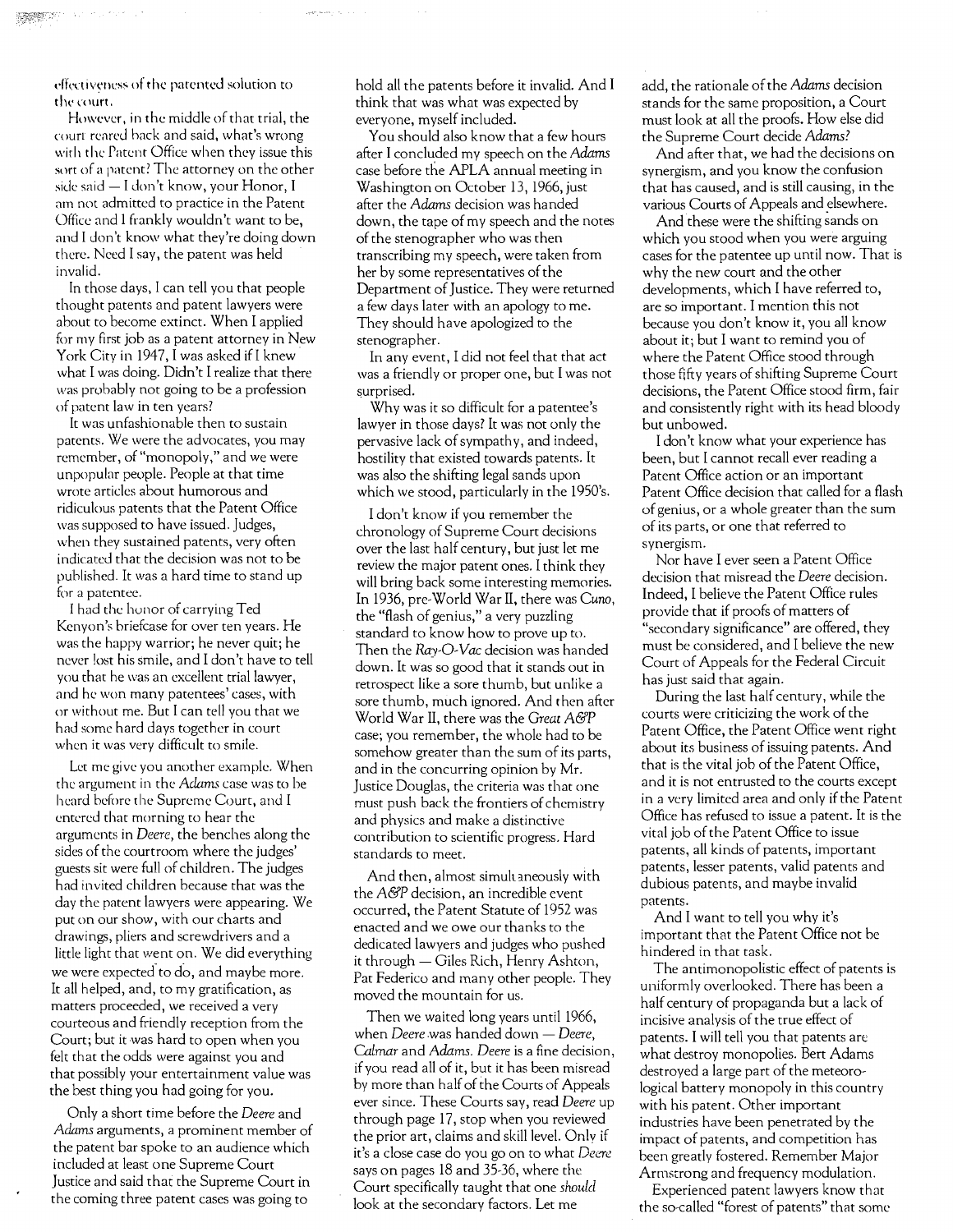effectiveness of the patented solution to the court.

However, in the middle of that trial, the court reared back and said, what's wrong with the Patent Office when they issue this sort of a patent? The attorney on the other side said — I don't know, your Honor, I am not admitted to practice in the Patent Office and I frankly wouldn't want to be, and I don't know what they're doing down there. Need I say, the patent was held invalid.

In those days, I can tell you that people thought patents and patent lawyers were about to become extinct. When I applied for my first job as a patent attorney in New York City in 1947, I was asked if I knew what I was doing. Didn't I realize that there was probably not going to be a profession of patent law in ten years?

It was unfashionable then to sustain patents. We were the advocates, you may remember, of "monopoly," and we were unpopular people. People at that time wrote articles about humorous and ridiculous patents that the Patent Office was supposed to have issued. Judges, when they sustained patents, very often indicated that the decision was not to be published. It was a hard time to stand up for a patentee.

I had the honor of carrying Ted Kenyon's briefcase for over ten years. He was the happy warrior; he never quit; he never lost his smile, and I don't have to tell you that he was an excellent trial lawyer, and he won many patentees' cases, with or without me. But I can tell you that we had some hard days together in court when it was very difficult to smile.

Let me give you another example. When the argument in the *Adams* case was to be heard before the Supreme Court, and I entered that morning to hear the arguments in *Deere*, the benches along the sides of the courtroom where the judges' guests sit were full of children. The judges had invited children because that was the day the patent lawyers were appearing. We put on our show, with our charts and drawings, pliers and screwdrivers and a little light that went on. We did everything we were expected to do, and maybe more. It all helped, and, to my gratification, as matters proceeded, we received a very courteous and friendly reception from the Court; but it was hard to open when you felt that the odds were against you and that possibly your entertainment value was the best thing you had going for you.

Only a short time before the *Deere* and *Adams* arguments, a prominent member of the patent bar spoke to an audience which included at least one Supreme Court Justice and said that the Supreme Court in the coming three patent cases was going to hold all the patents before it invalid. And I think that was what was expected by everyone, myself included.

You should also know that a few hours after I concluded my speech on the *Adams* case before the APLA annual meeting in Washington on October 13, 1966, just after the *Adams* decision was handed down, the tape of my speech and the notes of the stenographer who was then transcribing my speech, were taken from her by some representatives of the Department of Justice. They were returned a few days later with an apology to me. They should have apologized to the stenographer.

In any event, I did not feel that that act was a friendly or proper one, but I was not surprised.

Why was it so difficult for a patentee's lawyer in those days? It was not only the pervasive lack of sympathy, and indeed, hostility that existed towards patents. It was also the shifting legal sands upon which we stood, particularly in the 1950's.

I don't know if you remember the chronology of Supreme Court decisions over the last half century, but just let me review the major patent ones. I think they will bring back some interesting memories. In 1936, pre-World War II, there was *Cuno*, the "flash of genius," a very puzzling standard to know how to prove up to. Then the *Ray-O-Vac* decision was handed down. It was so good that it stands out in retrospect like a sore thumb, but unlike a sore thumb, much ignored. And then after World War II, there was the *Great A&P* case; you remember, the whole had to be somehow greater than the sum of its parts, and in the concurring opinion by Mr. Justice Douglas, the criteria was that one must push back the frontiers of chemistry and physics and make a distinctive contribution to scientific progress. Hard standards to meet.

And then, almost simultaneously with the *A&P* decision, an incredible event occurred, the Patent Statute of 1952 was enacted and we owe our thanks to the dedicated lawyers and judges who pushed it through — Giles Rich, Henry Ashton, Pat Federico and many other people. They moved the mountain for us.

Then we waited long years until 1966, when *Deere* was handed down — *Deere*, *Calmar* and *Adams*. *Deere* is a fine decision, if you read all of it, but it has been misread by more than half of the Courts of Appeals ever since. These Courts say, read *Deere* up through page 17, stop when you reviewed the prior art, claims and skill level. Only if it's a close case do you go on to what *Deere* says on pages 18 and 35-36, where the Court specifically taught that one *should* look at the secondary factors. Let me add, the rationale of the *Adams* decision stands for the same proposition, a Court must look at all the proofs. How else did the Supreme Court decide *Adams*?

And after that, we had the decisions on synergism, and you know the confusion that has caused, and is still causing, in the various Courts of Appeals and elsewhere.

And these were the shifting sands on which you stood when you were arguing cases for the patentee up until now. That is why the new court and the other developments, which I have referred to, are so important. I mention this not because you don't know it, you all know about it; but I want to remind you of where the Patent Office stood through those fifty years of shifting Supreme Court decisions, the Patent Office stood firm, fair and consistently right with its head bloody but unbowed.

I don't know what your experience has been, but I cannot recall ever reading a Patent Office action or an important Patent Office decision that called for a flash of genius, or a whole greater than the sum of its parts, or one that referred to synergism.

Nor have I ever seen a Patent Office decision that misread the *Deere* decision. Indeed, I believe the Patent Office rules provide that if proofs of matters of "secondary significance" are offered, they must be considered, and I believe the new Court of Appeals for the Federal Circuit has just said that again.

During the last half century, while the courts were criticizing the work of the Patent Office, the Patent Office went right about its business of issuing patents. And that is the vital job of the Patent Office, and it is not entrusted to the courts except in a very limited area and only if the Patent Office has refused to issue a patent. It is the vital job of the Patent Office to issue patents, all kinds of patents, important patents, lesser patents, valid patents and dubious patents, and maybe invalid patents.

And I want to tell you why it's important that the Patent Office not be hindered in that task.

The antimonopolistic effect of patents is uniformly overlooked. There has been a half century of propaganda but a lack of incisive analysis of the true effect of patents. I will tell you that patents are what destroy monopolies. Bert Adams destroyed a large part of the meteorological battery monopoly in this country with his patent. Other important industries have been penetrated by the impact of patents, and competition has been greatly fostered. Remember Major Armstrong and frequency modulation.

Experienced patent lawyers know that the so-called "forest of patents" that some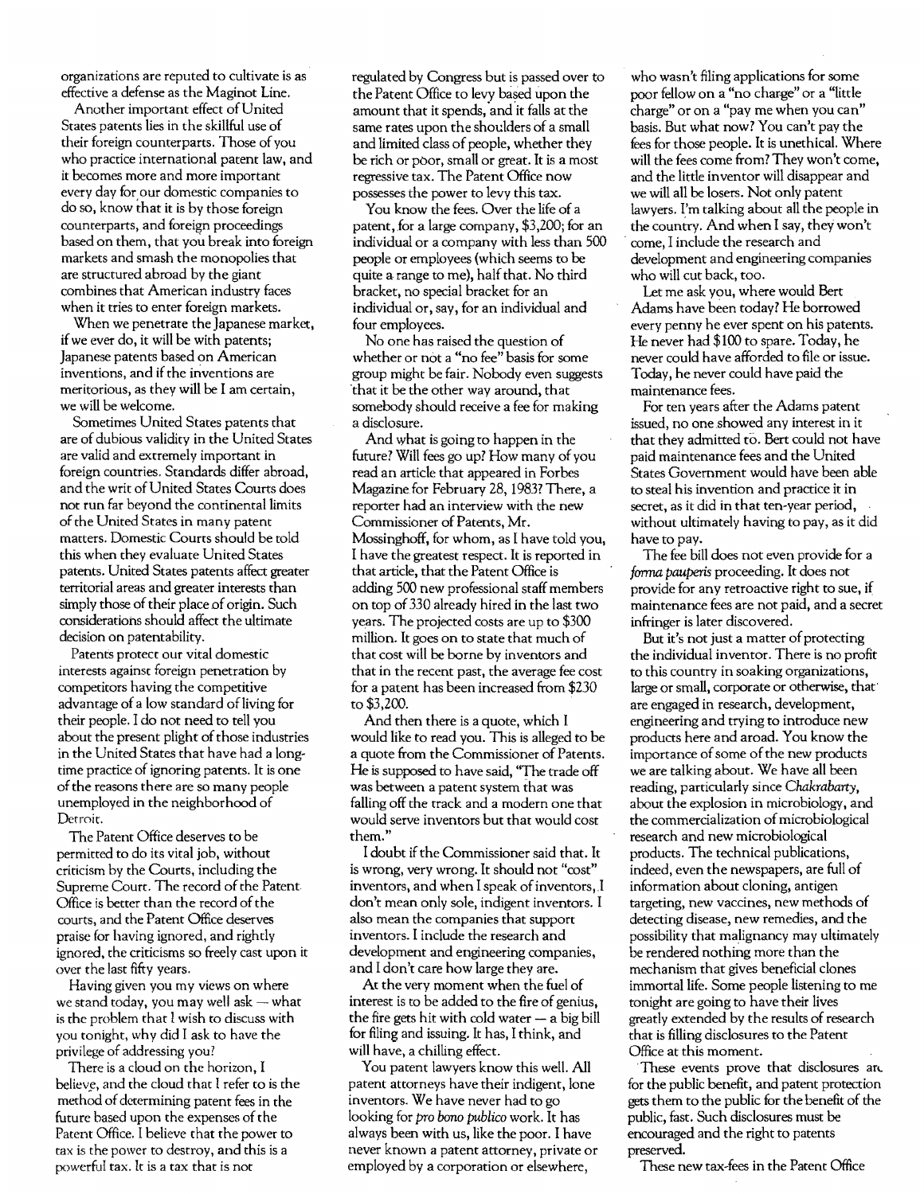organizations are reputed to cultivate is as effective a defense as the Maginot Line.

Another important effect of United States patents lies in the skillful use of their foreign counterparts. Those of you who practice international patent law, and it becomes more and more important every day for our domestic companies to do so, know that it is by those foreign counterparts, and foreign proceedings based on them, that you break into foreign markets and smash the monopolies that are structured abroad by the giant combines that American industry faces when it tries to enter foreign markets.

When we penetrate the Japanese market, if we ever do, it will be with patents; Japanese patents based on American inventions, and if the inventions are meritorious, as they will be I am certain, we will be welcome.

Sometimes United States patents that are of dubious validity in the United States are valid and extremely important in foreign countries. Standards differ abroad, and the writ of United States Courts does not run far beyond the continental limits of the United States in many patent matters. Domestic Courts should be told this when they evaluate United States patents. United States patents affect greater territorial areas and greater interests than simply those of their place of origin. Such considerations should affect the ultimate decision on patentability.

Patents protect our vital domestic interests against foreign penetration by competitors having the competitive advantage of a low standard of living for their people. I do not need to tell you about the present plight of those industries in the United States that have had a long-time practice of ignoring patents. It is one of the reasons there are so many people unemployed in the neighborhood of Detroit.

The Patent Office deserves to be permitted to do its vital job, without criticism by the Courts, including the Supreme Court. The record of the Patent Office is better than the record of the courts, and the Patent Office deserves praise for having ignored, and rightly ignored, the criticisms so freely cast upon it over the last fifty years.

Having given you my views on where we stand today, you may well ask — what is the problem that I wish to discuss with you tonight, why did I ask to have the privilege of addressing you?

There is a cloud on the horizon, I believe, and the cloud that I refer to is the method of determining patent fees in the future based upon the expenses of the Patent Office. I believe that the power to tax is the power to destroy, and this is a powerful tax. It is a tax that is not regulated by Congress but is passed over to the Patent Office to levy based upon the amount that it spends, and it falls at the same rates upon the shoulders of a small and limited class of people, whether they be rich or poor, small or great. It is a most regressive tax. The Patent Office now possesses the power to levy this tax.

You know the fees. Over the life of a patent, for a large company, $3,200; for an individual or a company with less than 500 people or employees (which seems to be quite a range to me), half that. No third bracket, no special bracket for an individual or, say, for an individual and four employees.

No one has raised the question of whether or not a "no fee" basis for some group might be fair. Nobody even suggests that it be the other way around, that somebody should receive a fee for making a disclosure.

And what is going to happen in the future? Will fees go up? How many of you read an article that appeared in Forbes Magazine for February 28, 1983? There, a reporter had an interview with the new Commissioner of Patents, Mr. Mossinghoff, for whom, as I have told you, I have the greatest respect. It is reported in that article, that the Patent Office is adding 500 new professional staff members on top of 330 already hired in the last two years. The projected costs are up to $300 million. It goes on to state that much of that cost will be borne by inventors and that in the recent past, the average fee cost for a patent has been increased from $230 to $3,200.

And then there is a quote, which I would like to read you. This is alleged to be a quote from the Commissioner of Patents. He is supposed to have said, "The trade off was between a patent system that was falling off the track and a modern one that would serve inventors but that would cost them."

I doubt if the Commissioner said that. It is wrong, very wrong. It should not "cost" inventors, and when I speak of inventors, I don't mean only sole, indigent inventors. I also mean the companies that support inventors. I include the research and development and engineering companies, and I don't care how large they are.

At the very moment when the fuel of interest is to be added to the fire of genius, the fire gets hit with cold water — a big bill for filing and issuing. It has, I think, and will have, a chilling effect.

You patent lawyers know this well. All patent attorneys have their indigent, lone inventors. We have never had to go looking for *pro bono publico* work. It has always been with us, like the poor. I have never known a patent attorney, private or employed by a corporation or elsewhere, who wasn't filing applications for some poor fellow on a "no charge" or a "little charge" or on a "pay me when you can" basis. But what now? You can't pay the fees for those people. It is unethical. Where will the fees come from? They won't come, and the little inventor will disappear and we will all be losers. Not only patent lawyers. I'm talking about all the people in the country. And when I say, they won't come, I include the research and development and engineering companies who will cut back, too.

Let me ask you, where would Bert Adams have been today? He borrowed every penny he ever spent on his patents. He never had $100 to spare. Today, he never could have afforded to file or issue. Today, he never could have paid the maintenance fees.

For ten years after the Adams patent issued, no one showed any interest in it that they admitted to. Bert could not have paid maintenance fees and the United States Government would have been able to steal his invention and practice it in secret, as it did in that ten-year period, without ultimately having to pay, as it did have to pay.

The fee bill does not even provide for a *forma pauperis* proceeding. It does not provide for any retroactive right to sue, if maintenance fees are not paid, and a secret infringer is later discovered.

But it's not just a matter of protecting the individual inventor. There is no profit to this country in soaking organizations, large or small, corporate or otherwise, that are engaged in research, development, engineering and trying to introduce new products here and aroad. You know the importance of some of the new products we are talking about. We have all been reading, particularly since *Chakrabarty*, about the explosion in microbiology, and the commercialization of microbiological research and new microbiological products. The technical publications, indeed, even the newspapers, are full of information about cloning, antigen targeting, new vaccines, new methods of detecting disease, new remedies, and the possibility that malignancy may ultimately be rendered nothing more than the mechanism that gives beneficial clones immortal life. Some people listening to me tonight are going to have their lives greatly extended by the results of research that is filling disclosures to the Patent Office at this moment.

These events prove that disclosures are for the public benefit, and patent protection gets them to the public for the benefit of the public, fast. Such disclosures must be encouraged and the right to patents preserved.

These new tax-fees in the Patent Office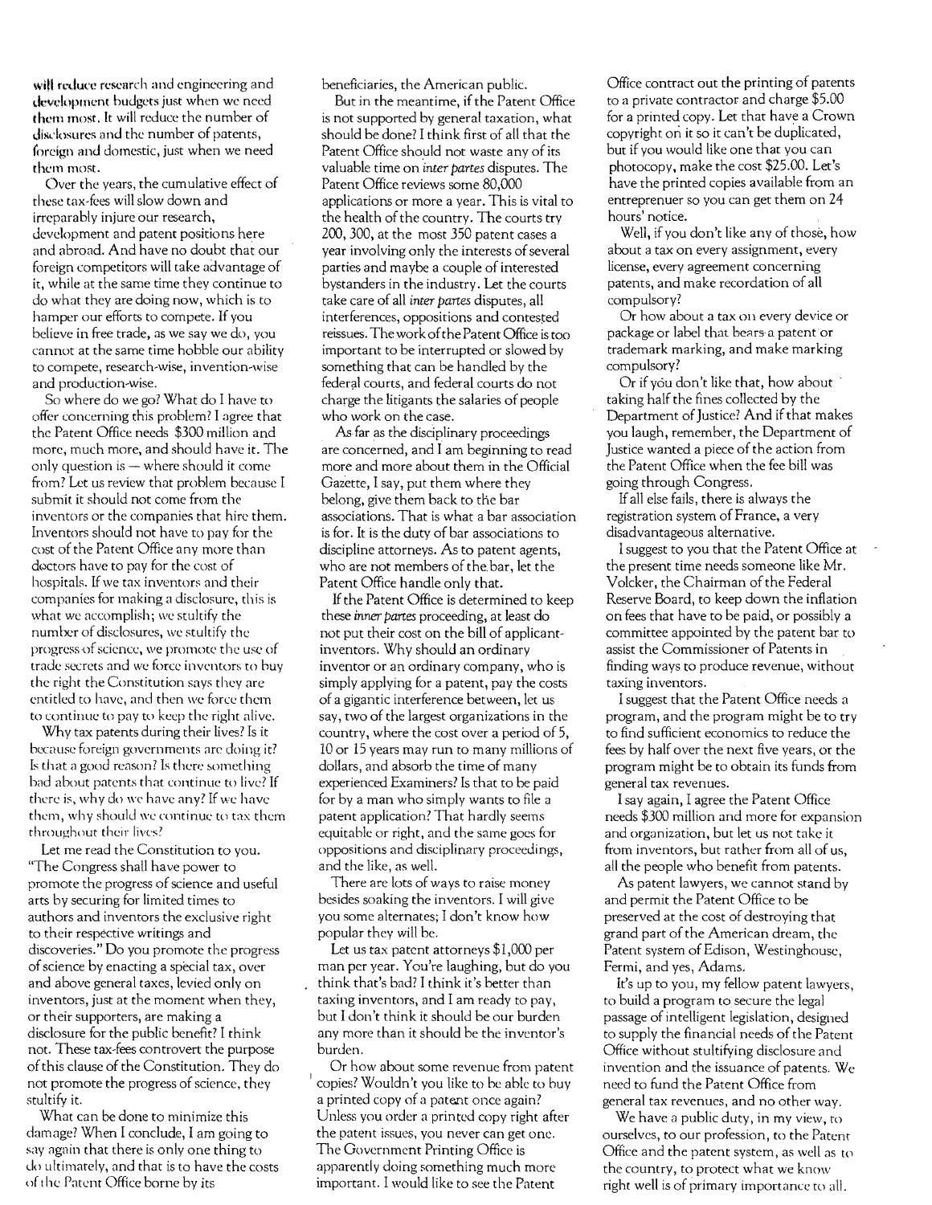will reduce research and engineering and development budgets just when we need them most. It will reduce the number of disclosures and the number of patents, foreign and domestic, just when we need them most.

Over the years, the cumulative effect of these tax-fees will slow down and irreparably injure our research, development and patent positions here and abroad. And have no doubt that our foreign competitors will take advantage of it, while at the same time they continue to do what they are doing now, which is to hamper our efforts to compete. If you believe in free trade, as we say we do, you cannot at the same time hobble our ability to compete, research-wise, invention-wise and production-wise.

So where do we go? What do I have to offer concerning this problem? I agree that the Patent Office needs $300 million and more, much more, and should have it. The only question is — where should it come from? Let us review that problem because I submit it should not come from the inventors or the companies that hire them. Inventors should not have to pay for the cost of the Patent Office any more than doctors have to pay for the cost of hospitals. If we tax inventors and their companies for making a disclosure, this is what we accomplish; we stultify the number of disclosures, we stultify the progress of science, we promote the use of trade secrets and we force inventors to buy the right the Constitution says they are entitled to have, and then we force them to continue to pay to keep the right alive.

Why tax patents during their lives? Is it because foreign governments are doing it? Is that a good reason? Is there something bad about patents that continue to live? If there is, why do we have any? If we have them, why should we continue to tax them throughout their lives?

Let me read the Constitution to you. "The Congress shall have power to promote the progress of science and useful arts by securing for limited times to authors and inventors the exclusive right to their respective writings and discoveries." Do you promote the progress of science by enacting a special tax, over and above general taxes, levied only on inventors, just at the moment when they, or their supporters, are making a disclosure for the public benefit? I think not. These tax-fees controvert the purpose of this clause of the Constitution. They do not promote the progress of science, they stultify it.

What can be done to minimize this damage? When I conclude, I am going to say again that there is only one thing to do ultimately, and that is to have the costs of the Patent Office borne by its beneficiaries, the American public.

But in the meantime, if the Patent Office is not supported by general taxation, what should be done? I think first of all that the Patent Office should not waste any of its valuable time on *inter partes* disputes. The Patent Office reviews some 80,000 applications or more a year. This is vital to the health of the country. The courts try 200, 300, at the most 350 patent cases a year involving only the interests of several parties and maybe a couple of interested bystanders in the industry. Let the courts take care of all *inter partes* disputes, all interferences, oppositions and contested reissues. The work of the Patent Office is too important to be interrupted or slowed by something that can be handled by the federal courts, and federal courts do not charge the litigants the salaries of people who work on the case.

As far as the disciplinary proceedings are concerned, and I am beginning to read more and more about them in the Official Gazette, I say, put them where they belong, give them back to the bar associations. That is what a bar association is for. It is the duty of bar associations to discipline attorneys. As to patent agents, who are not members of the bar, let the Patent Office handle only that.

If the Patent Office is determined to keep these *inner partes* proceeding, at least do not put their cost on the bill of applicant-inventors. Why should an ordinary inventor or an ordinary company, who is simply applying for a patent, pay the costs of a gigantic interference between, let us say, two of the largest organizations in the country, where the cost over a period of 5, 10 or 15 years may run to many millions of dollars, and absorb the time of many experienced Examiners? Is that to be paid for by a man who simply wants to file a patent application? That hardly seems equitable or right, and the same goes for oppositions and disciplinary proceedings, and the like, as well.

There are lots of ways to raise money besides soaking the inventors. I will give you some alternates; I don't know how popular they will be.

Let us tax patent attorneys $1,000 per man per year. You're laughing, but do you think that's bad? I think it's better than taxing inventors, and I am ready to pay, but I don't think it should be our burden any more than it should be the inventor's burden.

Or how about some revenue from patent copies? Wouldn't you like to be able to buy a printed copy of a patent once again? Unless you order a printed copy right after the patent issues, you never can get one. The Government Printing Office is apparently doing something much more important. I would like to see the Patent Office contract out the printing of patents to a private contractor and charge $5.00 for a printed copy. Let that have a Crown copyright on it so it can't be duplicated, but if you would like one that you can photocopy, make the cost $25.00. Let's have the printed copies available from an entreprenuer so you can get them on 24 hours' notice.

Well, if you don't like any of those, how about a tax on every assignment, every license, every agreement concerning patents, and make recordation of all compulsory?

Or how about a tax on every device or package or label that bears a patent or trademark marking, and make marking compulsory?

Or if you don't like that, how about taking half the fines collected by the Department of Justice? And if that makes you laugh, remember, the Department of Justice wanted a piece of the action from the Patent Office when the fee bill was going through Congress.

If all else fails, there is always the registration system of France, a very disadvantageous alternative.

I suggest to you that the Patent Office at the present time needs someone like Mr. Volcker, the Chairman of the Federal Reserve Board, to keep down the inflation on fees that have to be paid, or possibly a committee appointed by the patent bar to assist the Commissioner of Patents in finding ways to produce revenue, without taxing inventors.

I suggest that the Patent Office needs a program, and the program might be to try to find sufficient economics to reduce the fees by half over the next five years, or the program might be to obtain its funds from general tax revenues.

I say again, I agree the Patent Office needs $300 million and more for expansion and organization, but let us not take it from inventors, but rather from all of us, all the people who benefit from patents.

As patent lawyers, we cannot stand by and permit the Patent Office to be preserved at the cost of destroying that grand part of the American dream, the Patent system of Edison, Westinghouse, Fermi, and yes, Adams.

It's up to you, my fellow patent lawyers, to build a program to secure the legal passage of intelligent legislation, designed to supply the financial needs of the Patent Office without stultifying disclosure and invention and the issuance of patents. We need to fund the Patent Office from general tax revenues, and no other way.

We have a public duty, in my view, to ourselves, to our profession, to the Patent Office and the patent system, as well as to the country, to protect what we know right well is of primary importance to all.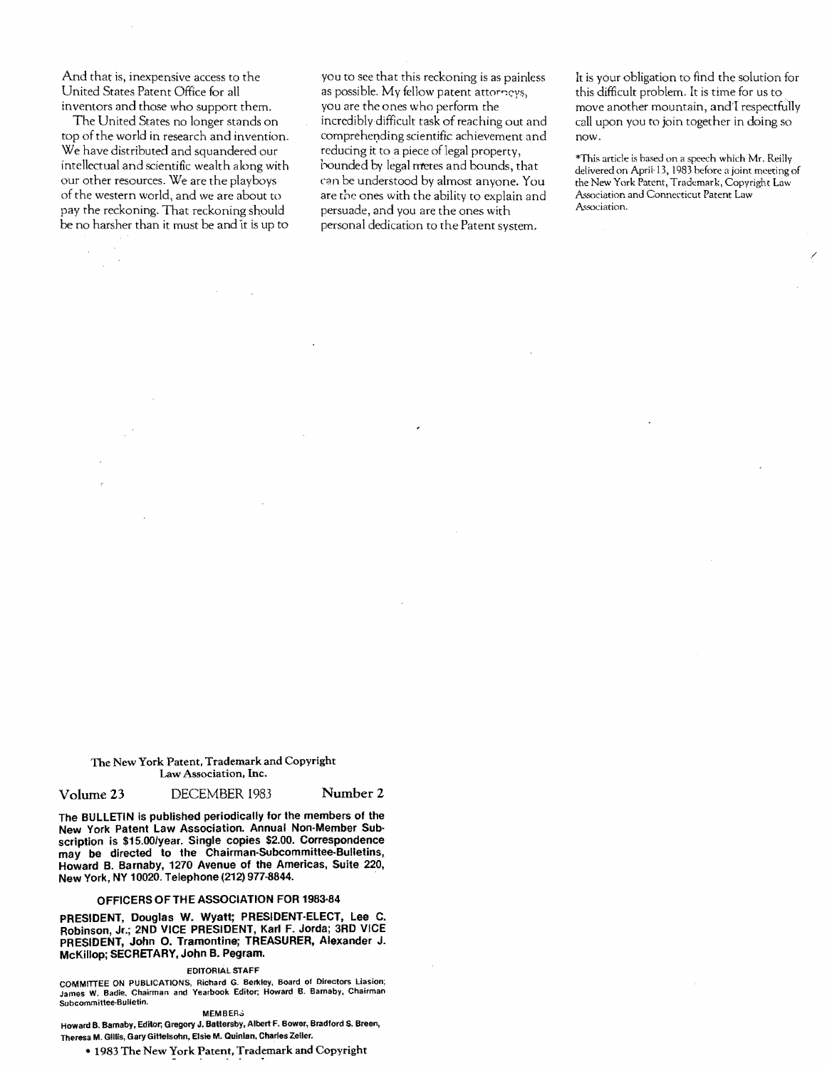And that is, inexpensive access to the United States Patent Office for all inventors and those who support them.

The United States no longer stands on top of the world in research and invention. We have distributed and squandered our intellectual and scientific wealth along with our other resources. We are the playboys of the western world, and we are about to pay the reckoning. That reckoning should be no harsher than it must be and it is up to you to see that this reckoning is as painless as possible. My fellow patent attorneys, you are the ones who perform the incredibly difficult task of reaching out and comprehending scientific achievement and reducing it to a piece of legal property, bounded by legal metes and bounds, that can be understood by almost anyone. You are the ones with the ability to explain and persuade, and you are the ones with personal dedication to the Patent system. It is your obligation to find the solution for this difficult problem. It is time for us to move another mountain, and I respectfully call upon you to join together in doing so now.

*This article is based on a speech which Mr. Reilly delivered on April 13, 1983 before a joint meeting of the New York Patent, Trademark, Copyright Law Association and Connecticut Patent Law Association.

The New York Patent, Trademark and Copyright Law Association, Inc.

**Volume 23** DECEMBER 1983 **Number 2**

**The BULLETIN is published periodically for the members of the New York Patent Law Association. Annual Non-Member Subscription is $15.00/year. Single copies $2.00. Correspondence may be directed to the Chairman-Subcommittee-Bulletins, Howard B. Barnaby, 1270 Avenue of the Americas, Suite 220, New York, NY 10020. Telephone (212) 977-8844.**

**OFFICERS OF THE ASSOCIATION FOR 1983-84**

**PRESIDENT, Douglas W. Wyatt; PRESIDENT-ELECT, Lee C. Robinson, Jr.; 2ND VICE PRESIDENT, Karl F. Jorda; 3RD VICE PRESIDENT, John O. Tramontine; TREASURER, Alexander J. McKillop; SECRETARY, John B. Pegram.**

**EDITORIAL STAFF**

COMMITTEE ON PUBLICATIONS, Richard G. Berkley, Board of Directors Liasion; James W. Badie, Chairman and Yearbook Editor; Howard B. Barnaby, Chairman Subcommittee-Bulletin.

**MEMBERS**

**Howard B. Barnaby, Editor; Gregory J. Battersby, Albert F. Bower, Bradford S. Breen, Theresa M. Gillis, Gary Gittelsohn, Elsie M. Quinlan, Charles Zeller.**

• 1983 The New York Patent, Trademark and Copyright